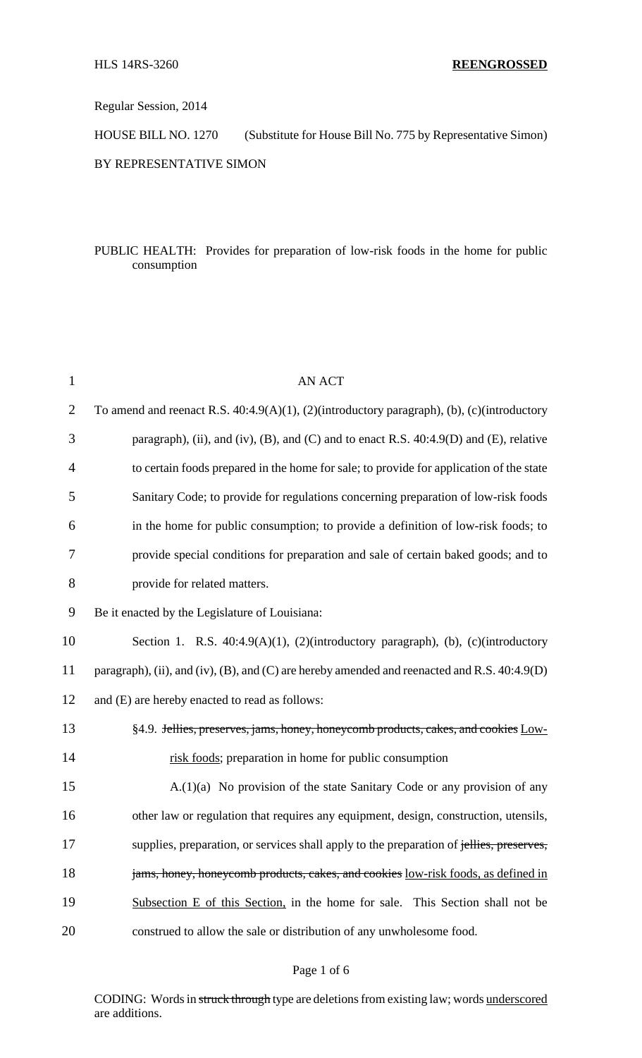HLS 14RS-3260 **REENGROSSED**

Regular Session, 2014

HOUSE BILL NO. 1270 (Substitute for House Bill No. 775 by Representative Simon)

BY REPRESENTATIVE SIMON

PUBLIC HEALTH: Provides for preparation of low-risk foods in the home for public consumption

AN ACT

To amend and reenact R.S. 40:4.9(A)(1), (2)(introductory paragraph), (b), (c)(introductory paragraph), (ii), and (iv), (B), and (C) and to enact R.S. 40:4.9(D) and (E), relative to certain foods prepared in the home for sale; to provide for application of the state Sanitary Code; to provide for regulations concerning preparation of low-risk foods in the home for public consumption; to provide a definition of low-risk foods; to provide special conditions for preparation and sale of certain baked goods; and to provide for related matters.

Be it enacted by the Legislature of Louisiana:

Section 1. R.S. 40:4.9(A)(1), (2)(introductory paragraph), (b), (c)(introductory paragraph), (ii), and (iv), (B), and (C) are hereby amended and reenacted and R.S. 40:4.9(D) and (E) are hereby enacted to read as follows:

§4.9. ~~Jellies, preserves, jams, honey, honeycomb products, cakes, and cookies~~ Low-risk foods; preparation in home for public consumption

A.(1)(a) No provision of the state Sanitary Code or any provision of any other law or regulation that requires any equipment, design, construction, utensils, supplies, preparation, or services shall apply to the preparation of ~~jellies, preserves, jams, honey, honeycomb products, cakes, and cookies~~ low-risk foods, as defined in Subsection E of this Section, in the home for sale. This Section shall not be construed to allow the sale or distribution of any unwholesome food.

CODING: Words in ~~struck through~~ type are deletions from existing law; words underscored are additions.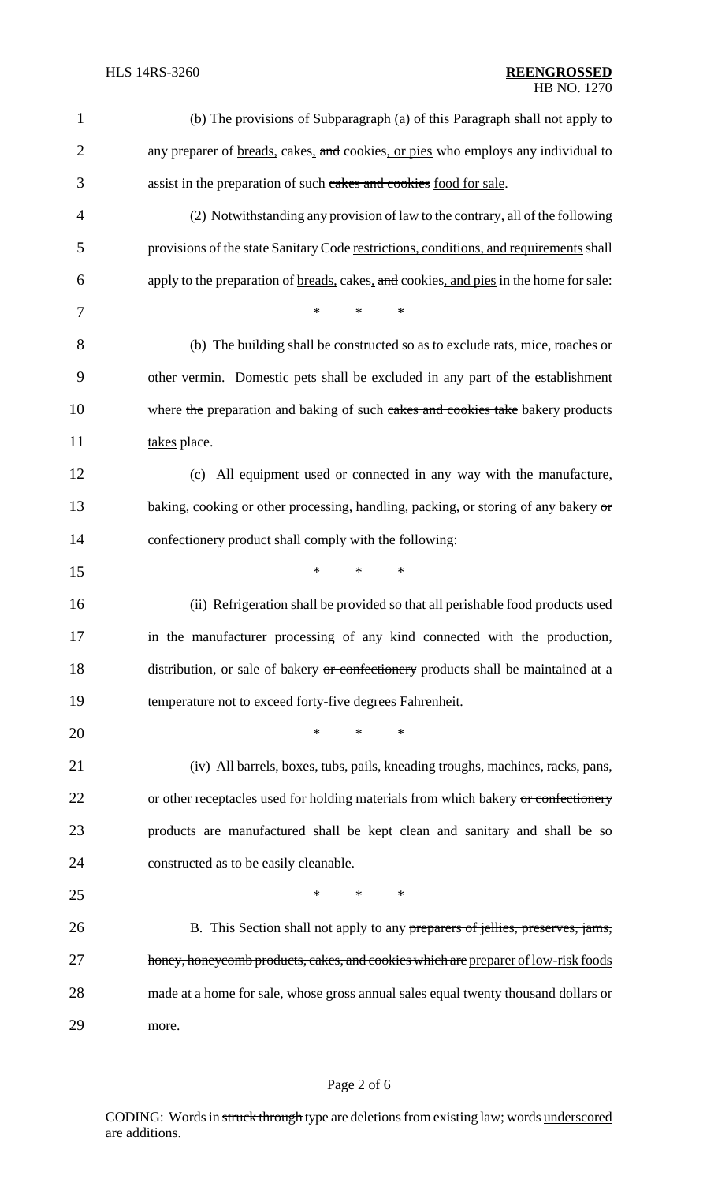(b) The provisions of Subparagraph (a) of this Paragraph shall not apply to any preparer of breads, cakes, and cookies, or pies who employs any individual to assist in the preparation of such cakes and cookies food for sale.

(2) Notwithstanding any provision of law to the contrary, all of the following provisions of the state Sanitary Code restrictions, conditions, and requirements shall apply to the preparation of breads, cakes, and cookies, and pies in the home for sale:

\* \* \*

(b) The building shall be constructed so as to exclude rats, mice, roaches or other vermin. Domestic pets shall be excluded in any part of the establishment where the preparation and baking of such cakes and cookies take bakery products takes place.

(c) All equipment used or connected in any way with the manufacture, baking, cooking or other processing, handling, packing, or storing of any bakery or confectionery product shall comply with the following:

\* \* \*

(ii) Refrigeration shall be provided so that all perishable food products used in the manufacturer processing of any kind connected with the production, distribution, or sale of bakery or confectionery products shall be maintained at a temperature not to exceed forty-five degrees Fahrenheit.

\* \* \*

(iv) All barrels, boxes, tubs, pails, kneading troughs, machines, racks, pans, or other receptacles used for holding materials from which bakery or confectionery products are manufactured shall be kept clean and sanitary and shall be so constructed as to be easily cleanable.

\* \* \*

B. This Section shall not apply to any preparers of jellies, preserves, jams, honey, honeycomb products, cakes, and cookies which are preparer of low-risk foods made at a home for sale, whose gross annual sales equal twenty thousand dollars or more.

CODING: Words in struck through type are deletions from existing law; words underscored are additions.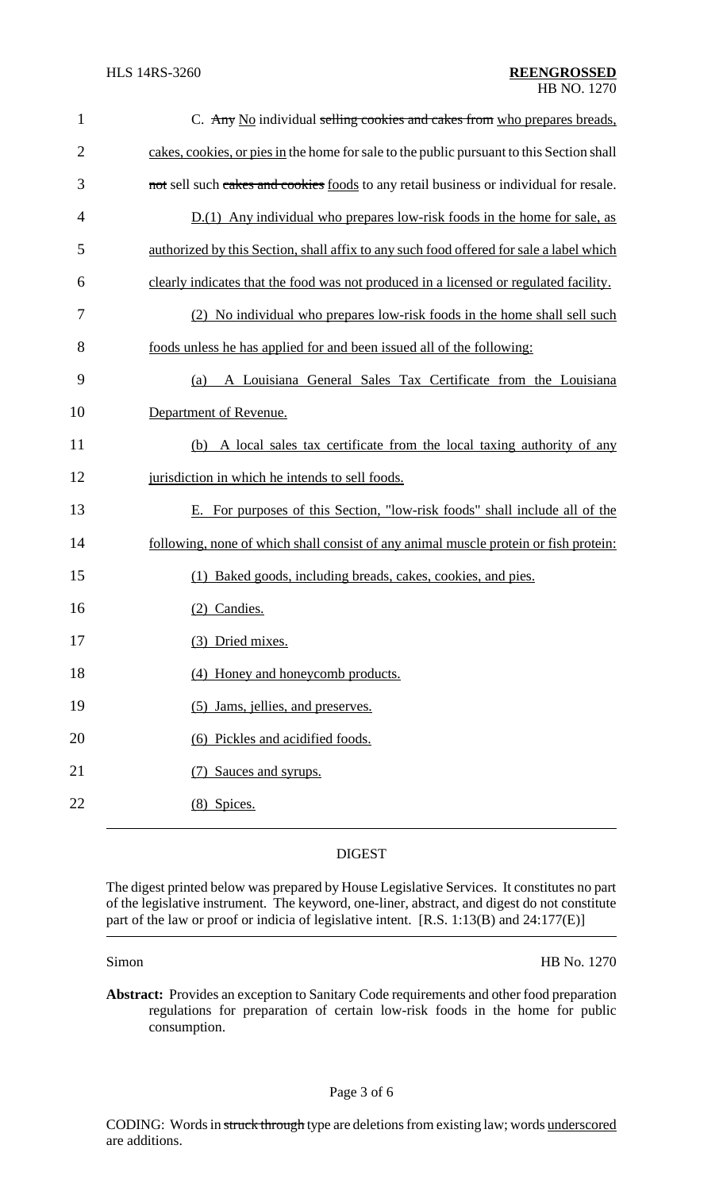C. ~~Any~~ No individual ~~selling cookies and cakes from~~ who prepares breads, cakes, cookies, or pies in the home for sale to the public pursuant to this Section shall ~~not~~ sell such ~~cakes and cookies~~ foods to any retail business or individual for resale.

D.(1) Any individual who prepares low-risk foods in the home for sale, as authorized by this Section, shall affix to any such food offered for sale a label which clearly indicates that the food was not produced in a licensed or regulated facility.

(2) No individual who prepares low-risk foods in the home shall sell such foods unless he has applied for and been issued all of the following:

(a) A Louisiana General Sales Tax Certificate from the Louisiana Department of Revenue.

(b) A local sales tax certificate from the local taxing authority of any jurisdiction in which he intends to sell foods.

E. For purposes of this Section, "low-risk foods" shall include all of the following, none of which shall consist of any animal muscle protein or fish protein:

(1) Baked goods, including breads, cakes, cookies, and pies.

(2) Candies.

(3) Dried mixes.

(4) Honey and honeycomb products.

(5) Jams, jellies, and preserves.

(6) Pickles and acidified foods.

(7) Sauces and syrups.

(8) Spices.

## DIGEST

The digest printed below was prepared by House Legislative Services. It constitutes no part of the legislative instrument. The keyword, one-liner, abstract, and digest do not constitute part of the law or proof or indicia of legislative intent. [R.S. 1:13(B) and 24:177(E)]

Simon HB No. 1270

**Abstract:** Provides an exception to Sanitary Code requirements and other food preparation regulations for preparation of certain low-risk foods in the home for public consumption.

CODING: Words in ~~struck through~~ type are deletions from existing law; words underscored are additions.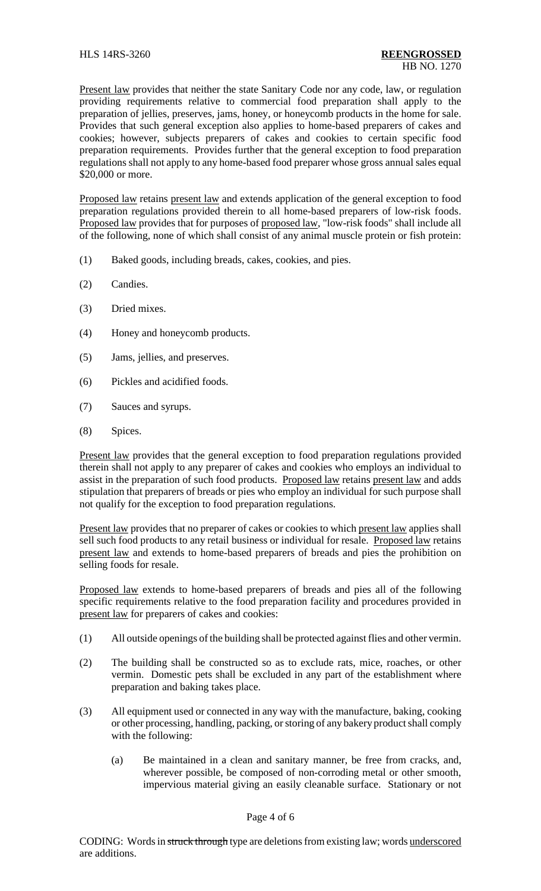Present law provides that neither the state Sanitary Code nor any code, law, or regulation providing requirements relative to commercial food preparation shall apply to the preparation of jellies, preserves, jams, honey, or honeycomb products in the home for sale. Provides that such general exception also applies to home-based preparers of cakes and cookies; however, subjects preparers of cakes and cookies to certain specific food preparation requirements. Provides further that the general exception to food preparation regulations shall not apply to any home-based food preparer whose gross annual sales equal $20,000 or more.

Proposed law retains present law and extends application of the general exception to food preparation regulations provided therein to all home-based preparers of low-risk foods. Proposed law provides that for purposes of proposed law, "low-risk foods" shall include all of the following, none of which shall consist of any animal muscle protein or fish protein:

(1) Baked goods, including breads, cakes, cookies, and pies.

(2) Candies.

(3) Dried mixes.

(4) Honey and honeycomb products.

(5) Jams, jellies, and preserves.

(6) Pickles and acidified foods.

(7) Sauces and syrups.

(8) Spices.

Present law provides that the general exception to food preparation regulations provided therein shall not apply to any preparer of cakes and cookies who employs an individual to assist in the preparation of such food products. Proposed law retains present law and adds stipulation that preparers of breads or pies who employ an individual for such purpose shall not qualify for the exception to food preparation regulations.

Present law provides that no preparer of cakes or cookies to which present law applies shall sell such food products to any retail business or individual for resale. Proposed law retains present law and extends to home-based preparers of breads and pies the prohibition on selling foods for resale.

Proposed law extends to home-based preparers of breads and pies all of the following specific requirements relative to the food preparation facility and procedures provided in present law for preparers of cakes and cookies:

(1) All outside openings of the building shall be protected against flies and other vermin.

(2) The building shall be constructed so as to exclude rats, mice, roaches, or other vermin. Domestic pets shall be excluded in any part of the establishment where preparation and baking takes place.

(3) All equipment used or connected in any way with the manufacture, baking, cooking or other processing, handling, packing, or storing of any bakery product shall comply with the following:

   (a) Be maintained in a clean and sanitary manner, be free from cracks, and, wherever possible, be composed of non-corroding metal or other smooth, impervious material giving an easily cleanable surface. Stationary or not

CODING: Words in ~~struck through~~ type are deletions from existing law; words underscored are additions.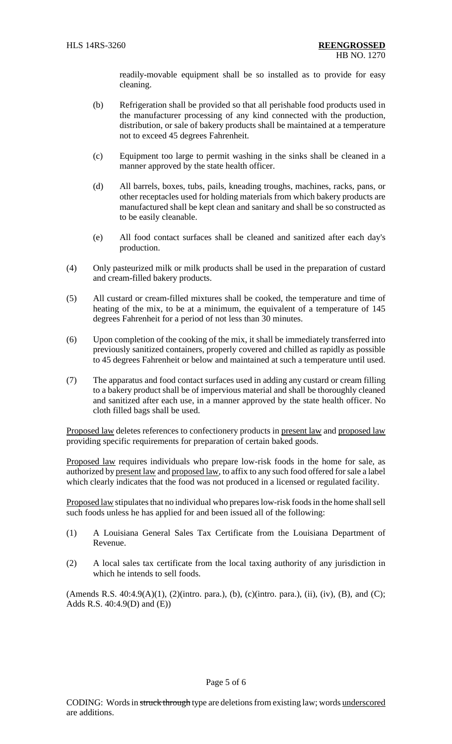readily-movable equipment shall be so installed as to provide for easy cleaning.

(b) Refrigeration shall be provided so that all perishable food products used in the manufacturer processing of any kind connected with the production, distribution, or sale of bakery products shall be maintained at a temperature not to exceed 45 degrees Fahrenheit.

(c) Equipment too large to permit washing in the sinks shall be cleaned in a manner approved by the state health officer.

(d) All barrels, boxes, tubs, pails, kneading troughs, machines, racks, pans, or other receptacles used for holding materials from which bakery products are manufactured shall be kept clean and sanitary and shall be so constructed as to be easily cleanable.

(e) All food contact surfaces shall be cleaned and sanitized after each day's production.

(4) Only pasteurized milk or milk products shall be used in the preparation of custard and cream-filled bakery products.

(5) All custard or cream-filled mixtures shall be cooked, the temperature and time of heating of the mix, to be at a minimum, the equivalent of a temperature of 145 degrees Fahrenheit for a period of not less than 30 minutes.

(6) Upon completion of the cooking of the mix, it shall be immediately transferred into previously sanitized containers, properly covered and chilled as rapidly as possible to 45 degrees Fahrenheit or below and maintained at such a temperature until used.

(7) The apparatus and food contact surfaces used in adding any custard or cream filling to a bakery product shall be of impervious material and shall be thoroughly cleaned and sanitized after each use, in a manner approved by the state health officer. No cloth filled bags shall be used.

Proposed law deletes references to confectionery products in present law and proposed law providing specific requirements for preparation of certain baked goods.

Proposed law requires individuals who prepare low-risk foods in the home for sale, as authorized by present law and proposed law, to affix to any such food offered for sale a label which clearly indicates that the food was not produced in a licensed or regulated facility.

Proposed law stipulates that no individual who prepares low-risk foods in the home shall sell such foods unless he has applied for and been issued all of the following:

(1) A Louisiana General Sales Tax Certificate from the Louisiana Department of Revenue.

(2) A local sales tax certificate from the local taxing authority of any jurisdiction in which he intends to sell foods.

(Amends R.S. 40:4.9(A)(1), (2)(intro. para.), (b), (c)(intro. para.), (ii), (iv), (B), and (C); Adds R.S. 40:4.9(D) and (E))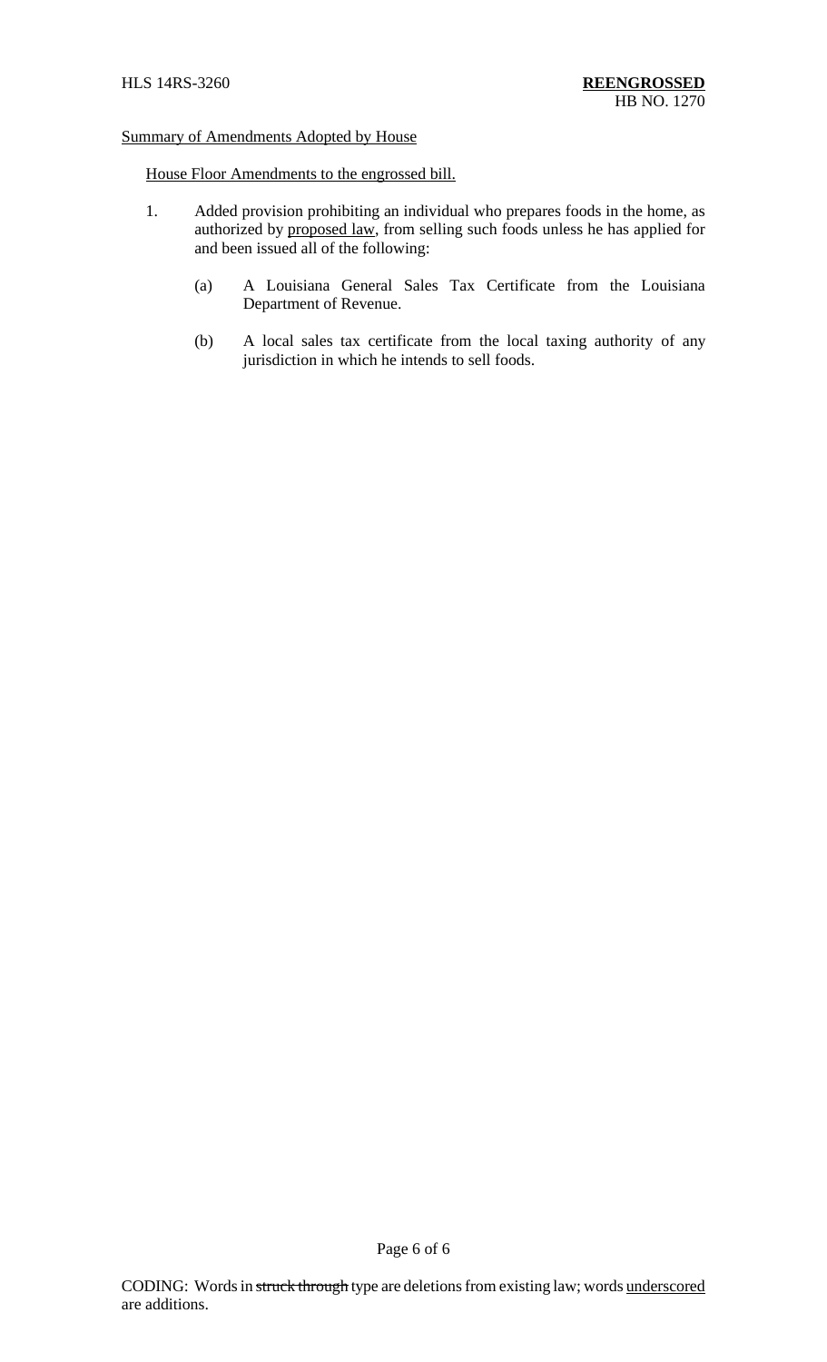Summary of Amendments Adopted by House

House Floor Amendments to the engrossed bill.

1. Added provision prohibiting an individual who prepares foods in the home, as authorized by proposed law, from selling such foods unless he has applied for and been issued all of the following:

   (a) A Louisiana General Sales Tax Certificate from the Louisiana Department of Revenue.

   (b) A local sales tax certificate from the local taxing authority of any jurisdiction in which he intends to sell foods.

CODING: Words in ~~struck through~~ type are deletions from existing law; words underscored are additions.